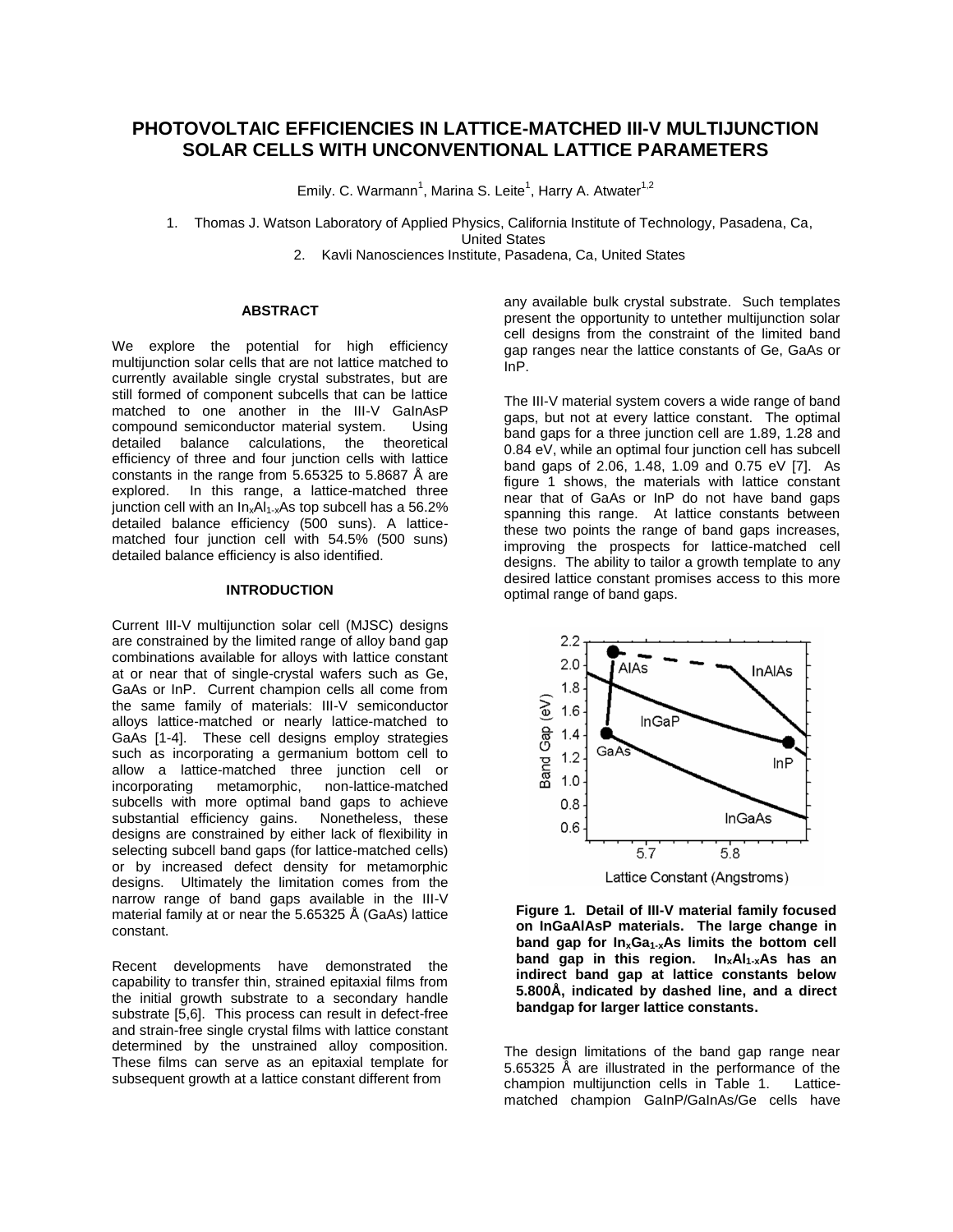# PHOTOVOLTAIC EFFICIENCIES IN LATTICE-MATCHED III-V MULTIJUNCTION SOLAR CELLS WITH UNCONVENTIONAL LATTICE PARAMETERS

Emily. C. Warmann[1], Marina S. Leite[1], Harry A. Atwater[1,2]

1. Thomas J. Watson Laboratory of Applied Physics, California Institute of Technology, Pasadena, Ca, United States
2. Kavli Nanosciences Institute, Pasadena, Ca, United States

## ABSTRACT

We explore the potential for high efficiency multijunction solar cells that are not lattice matched to currently available single crystal substrates, but are still formed of component subcells that can be lattice matched to one another in the III-V GaInAsP compound semiconductor material system. Using detailed balance calculations, the theoretical efficiency of three and four junction cells with lattice constants in the range from 5.65325 to 5.8687 Å are explored. In this range, a lattice-matched three junction cell with an $In_xAl_{1-x}As$ top subcell has a 56.2% detailed balance efficiency (500 suns). A lattice-matched four junction cell with 54.5% (500 suns) detailed balance efficiency is also identified.

## INTRODUCTION

Current III-V multijunction solar cell (MJSC) designs are constrained by the limited range of alloy band gap combinations available for alloys with lattice constant at or near that of single-crystal wafers such as Ge, GaAs or InP. Current champion cells all come from the same family of materials: III-V semiconductor alloys lattice-matched or nearly lattice-matched to GaAs [1-4]. These cell designs employ strategies such as incorporating a germanium bottom cell to allow a lattice-matched three junction cell or incorporating metamorphic, non-lattice-matched subcells with more optimal band gaps to achieve substantial efficiency gains. Nonetheless, these designs are constrained by either lack of flexibility in selecting subcell band gaps (for lattice-matched cells) or by increased defect density for metamorphic designs. Ultimately the limitation comes from the narrow range of band gaps available in the III-V material family at or near the 5.65325 Å (GaAs) lattice constant.

Recent developments have demonstrated the capability to transfer thin, strained epitaxial films from the initial growth substrate to a secondary handle substrate [5,6]. This process can result in defect-free and strain-free single crystal films with lattice constant determined by the unstrained alloy composition. These films can serve as an epitaxial template for subsequent growth at a lattice constant different from any available bulk crystal substrate. Such templates present the opportunity to untether multijunction solar cell designs from the constraint of the limited band gap ranges near the lattice constants of Ge, GaAs or InP.

The III-V material system covers a wide range of band gaps, but not at every lattice constant. The optimal band gaps for a three junction cell are 1.89, 1.28 and 0.84 eV, while an optimal four junction cell has subcell band gaps of 2.06, 1.48, 1.09 and 0.75 eV [7]. As figure 1 shows, the materials with lattice constant near that of GaAs or InP do not have band gaps spanning this range. At lattice constants between these two points the range of band gaps increases, improving the prospects for lattice-matched cell designs. The ability to tailor a growth template to any desired lattice constant promises access to this more optimal range of band gaps.

**Figure 1. Detail of III-V material family focused on InGaAlAsP materials. The large change in band gap for $In_xGa_{1-x}As$ limits the bottom cell band gap in this region. $In_xAl_{1-x}As$ has an indirect band gap at lattice constants below 5.800Å, indicated by dashed line, and a direct bandgap for larger lattice constants.**

The design limitations of the band gap range near 5.65325 Å are illustrated in the performance of the champion multijunction cells in Table 1. Lattice-matched champion GaInP/GaInAs/Ge cells have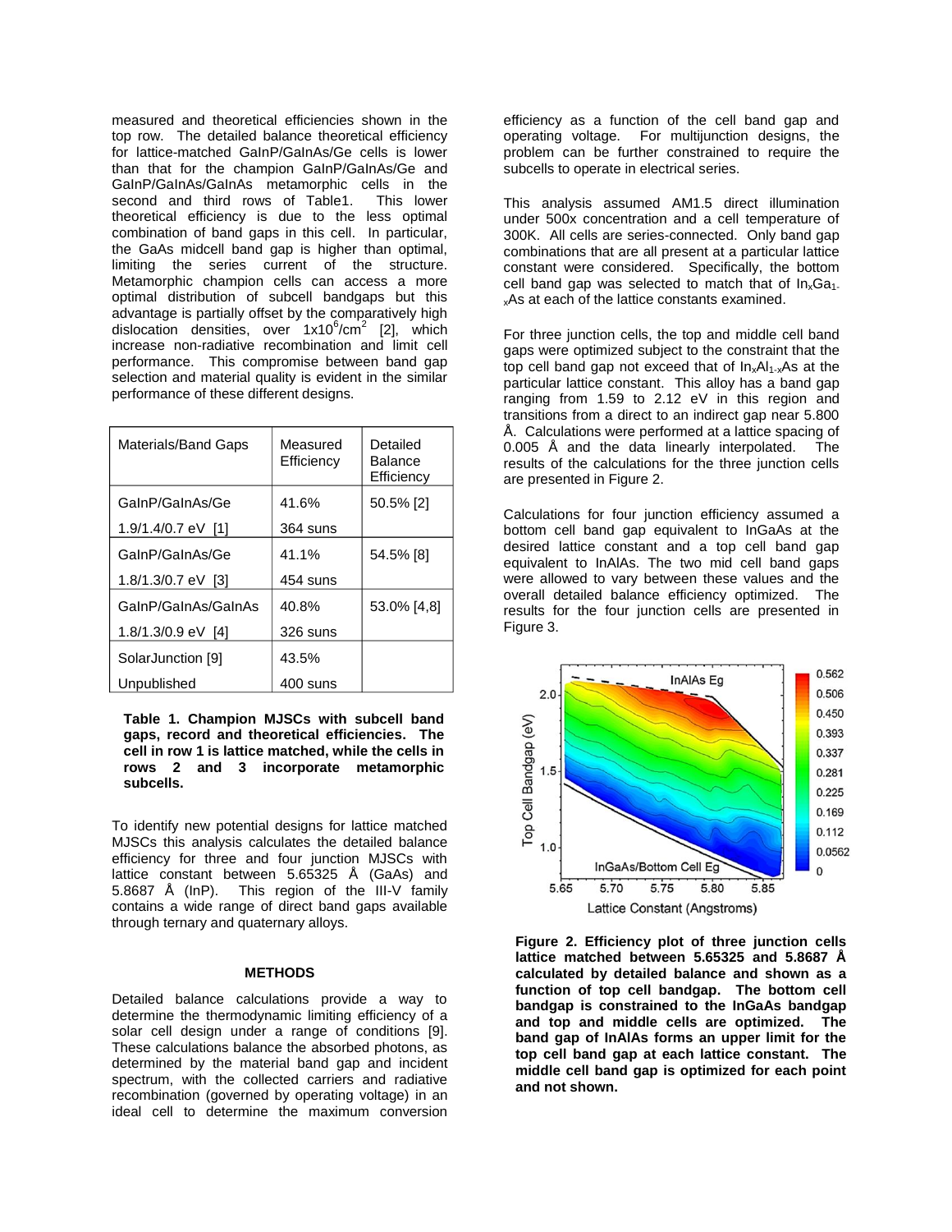measured and theoretical efficiencies shown in the top row. The detailed balance theoretical efficiency for lattice-matched GaInP/GaInAs/Ge cells is lower than that for the champion GaInP/GaInAs/Ge and GaInP/GaInAs/GaInAs metamorphic cells in the second and third rows of Table1. This lower theoretical efficiency is due to the less optimal combination of band gaps in this cell. In particular, the GaAs midcell band gap is higher than optimal, limiting the series current of the structure. Metamorphic champion cells can access a more optimal distribution of subcell bandgaps but this advantage is partially offset by the comparatively high dislocation densities, over $1x10^6/cm^2$ [2], which increase non-radiative recombination and limit cell performance. This compromise between band gap selection and material quality is evident in the similar performance of these different designs.

| Materials/Band Gaps | Measured Efficiency | Detailed Balance Efficiency |
|---|---|---|
| GaInP/GaInAs/Ge<br>1.9/1.4/0.7 eV [1] | 41.6%<br>364 suns | 50.5% [2] |
| GaInP/GaInAs/Ge<br>1.8/1.3/0.7 eV [3] | 41.1%<br>454 suns | 54.5% [8] |
| GaInP/GaInAs/GaInAs<br>1.8/1.3/0.9 eV [4] | 40.8%<br>326 suns | 53.0% [4,8] |
| SolarJunction [9]<br>Unpublished | 43.5%<br>400 suns | |

**Table 1. Champion MJSCs with subcell band gaps, record and theoretical efficiencies. The cell in row 1 is lattice matched, while the cells in rows 2 and 3 incorporate metamorphic subcells.**

To identify new potential designs for lattice matched MJSCs this analysis calculates the detailed balance efficiency for three and four junction MJSCs with lattice constant between 5.65325 Å (GaAs) and 5.8687 Å (InP). This region of the III-V family contains a wide range of direct band gaps available through ternary and quaternary alloys.

## METHODS

Detailed balance calculations provide a way to determine the thermodynamic limiting efficiency of a solar cell design under a range of conditions [9]. These calculations balance the absorbed photons, as determined by the material band gap and incident spectrum, with the collected carriers and radiative recombination (governed by operating voltage) in an ideal cell to determine the maximum conversion efficiency as a function of the cell band gap and operating voltage. For multijunction designs, the problem can be further constrained to require the subcells to operate in electrical series.

This analysis assumed AM1.5 direct illumination under 500x concentration and a cell temperature of 300K. All cells are series-connected. Only band gap combinations that are all present at a particular lattice constant were considered. Specifically, the bottom cell band gap was selected to match that of $In_xGa_{1-x}As$ at each of the lattice constants examined.

For three junction cells, the top and middle cell band gaps were optimized subject to the constraint that the top cell band gap not exceed that of $In_xAl_{1-x}As$ at the particular lattice constant. This alloy has a band gap ranging from 1.59 to 2.12 eV in this region and transitions from a direct to an indirect gap near 5.800 Å. Calculations were performed at a lattice spacing of 0.005 Å and the data linearly interpolated. The results of the calculations for the three junction cells are presented in Figure 2.

Calculations for four junction efficiency assumed a bottom cell band gap equivalent to InGaAs at the desired lattice constant and a top cell band gap equivalent to InAlAs. The two mid cell band gaps were allowed to vary between these values and the overall detailed balance efficiency optimized. The results for the four junction cells are presented in Figure 3.

**Figure 2. Efficiency plot of three junction cells lattice matched between 5.65325 and 5.8687 Å calculated by detailed balance and shown as a function of top cell bandgap. The bottom cell bandgap is constrained to the InGaAs bandgap and top and middle cells are optimized. The band gap of InAlAs forms an upper limit for the top cell band gap at each lattice constant. The middle cell band gap is optimized for each point and not shown.**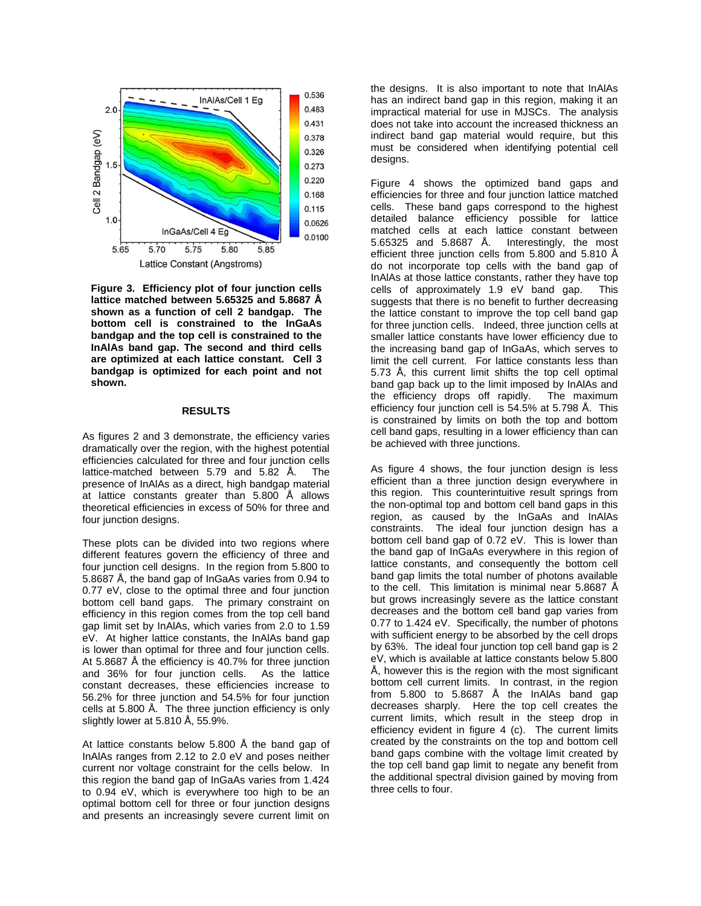**Figure 3. Efficiency plot of four junction cells lattice matched between 5.65325 and 5.8687 Å shown as a function of cell 2 bandgap. The bottom cell is constrained to the InGaAs bandgap and the top cell is constrained to the InAlAs band gap. The second and third cells are optimized at each lattice constant. Cell 3 bandgap is optimized for each point and not shown.**

## RESULTS

As figures 2 and 3 demonstrate, the efficiency varies dramatically over the region, with the highest potential efficiencies calculated for three and four junction cells lattice-matched between 5.79 and 5.82 Å. The presence of InAlAs as a direct, high bandgap material at lattice constants greater than 5.800 Å allows theoretical efficiencies in excess of 50% for three and four junction designs.

These plots can be divided into two regions where different features govern the efficiency of three and four junction cell designs. In the region from 5.800 to 5.8687 Å, the band gap of InGaAs varies from 0.94 to 0.77 eV, close to the optimal three and four junction bottom cell band gaps. The primary constraint on efficiency in this region comes from the top cell band gap limit set by InAlAs, which varies from 2.0 to 1.59 eV. At higher lattice constants, the InAlAs band gap is lower than optimal for three and four junction cells. At 5.8687 Å the efficiency is 40.7% for three junction and 36% for four junction cells. As the lattice constant decreases, these efficiencies increase to 56.2% for three junction and 54.5% for four junction cells at 5.800 Å. The three junction efficiency is only slightly lower at 5.810 Å, 55.9%.

At lattice constants below 5.800 Å the band gap of InAlAs ranges from 2.12 to 2.0 eV and poses neither current nor voltage constraint for the cells below. In this region the band gap of InGaAs varies from 1.424 to 0.94 eV, which is everywhere too high to be an optimal bottom cell for three or four junction designs and presents an increasingly severe current limit on the designs. It is also important to note that InAlAs has an indirect band gap in this region, making it an impractical material for use in MJSCs. The analysis does not take into account the increased thickness an indirect band gap material would require, but this must be considered when identifying potential cell designs.

Figure 4 shows the optimized band gaps and efficiencies for three and four junction lattice matched cells. These band gaps correspond to the highest detailed balance efficiency possible for lattice matched cells at each lattice constant between 5.65325 and 5.8687 Å. Interestingly, the most efficient three junction cells from 5.800 and 5.810 Å do not incorporate top cells with the band gap of InAlAs at those lattice constants, rather they have top cells of approximately 1.9 eV band gap. This suggests that there is no benefit to further decreasing the lattice constant to improve the top cell band gap for three junction cells. Indeed, three junction cells at smaller lattice constants have lower efficiency due to the increasing band gap of InGaAs, which serves to limit the cell current. For lattice constants less than 5.73 Å, this current limit shifts the top cell optimal band gap back up to the limit imposed by InAlAs and the efficiency drops off rapidly. The maximum efficiency four junction cell is 54.5% at 5.798 Å. This is constrained by limits on both the top and bottom cell band gaps, resulting in a lower efficiency than can be achieved with three junctions.

As figure 4 shows, the four junction design is less efficient than a three junction design everywhere in this region. This counterintuitive result springs from the non-optimal top and bottom cell band gaps in this region, as caused by the InGaAs and InAlAs constraints. The ideal four junction design has a bottom cell band gap of 0.72 eV. This is lower than the band gap of InGaAs everywhere in this region of lattice constants, and consequently the bottom cell band gap limits the total number of photons available to the cell. This limitation is minimal near 5.8687 Å but grows increasingly severe as the lattice constant decreases and the bottom cell band gap varies from 0.77 to 1.424 eV. Specifically, the number of photons with sufficient energy to be absorbed by the cell drops by 63%. The ideal four junction top cell band gap is 2 eV, which is available at lattice constants below 5.800 Å, however this is the region with the most significant bottom cell current limits. In contrast, in the region from 5.800 to 5.8687 Å the InAlAs band gap decreases sharply. Here the top cell creates the current limits, which result in the steep drop in efficiency evident in figure 4 (c). The current limits created by the constraints on the top and bottom cell band gaps combine with the voltage limit created by the top cell band gap limit to negate any benefit from the additional spectral division gained by moving from three cells to four.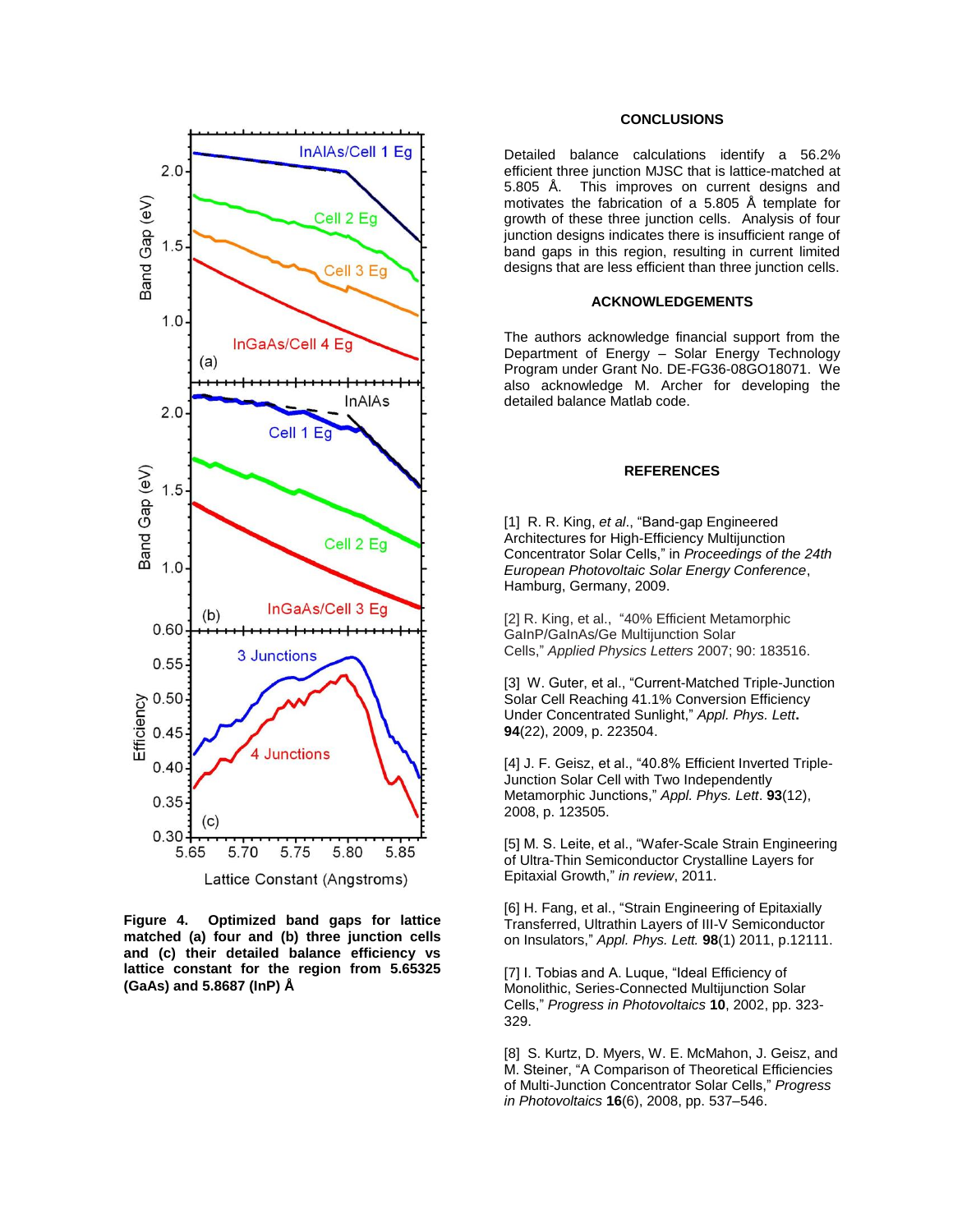**Figure 4. Optimized band gaps for lattice matched (a) four and (b) three junction cells and (c) their detailed balance efficiency vs lattice constant for the region from 5.65325 (GaAs) and 5.8687 (InP) Å**

## CONCLUSIONS

Detailed balance calculations identify a 56.2% efficient three junction MJSC that is lattice-matched at 5.805 Å. This improves on current designs and motivates the fabrication of a 5.805 Å template for growth of these three junction cells. Analysis of four junction designs indicates there is insufficient range of band gaps in this region, resulting in current limited designs that are less efficient than three junction cells.

## ACKNOWLEDGEMENTS

The authors acknowledge financial support from the Department of Energy – Solar Energy Technology Program under Grant No. DE-FG36-08GO18071. We also acknowledge M. Archer for developing the detailed balance Matlab code.

## REFERENCES

[1] R. R. King, *et al*., "Band-gap Engineered Architectures for High-Efficiency Multijunction Concentrator Solar Cells," in *Proceedings of the 24th European Photovoltaic Solar Energy Conference*, Hamburg, Germany, 2009.

[2] R. King, et al., "40% Efficient Metamorphic GaInP/GaInAs/Ge Multijunction Solar Cells," *Applied Physics Letters* 2007; 90: 183516.

[3] W. Guter, et al., "Current-Matched Triple-Junction Solar Cell Reaching 41.1% Conversion Efficiency Under Concentrated Sunlight," *Appl. Phys. Lett*. **94**(22), 2009, p. 223504.

[4] J. F. Geisz, et al., "40.8% Efficient Inverted Triple-Junction Solar Cell with Two Independently Metamorphic Junctions," *Appl. Phys. Lett*. **93**(12), 2008, p. 123505.

[5] M. S. Leite, et al., "Wafer-Scale Strain Engineering of Ultra-Thin Semiconductor Crystalline Layers for Epitaxial Growth," *in review*, 2011.

[6] H. Fang, et al., "Strain Engineering of Epitaxially Transferred, Ultrathin Layers of III-V Semiconductor on Insulators," *Appl. Phys. Lett.* **98**(1) 2011, p.12111.

[7] I. Tobias and A. Luque, "Ideal Efficiency of Monolithic, Series-Connected Multijunction Solar Cells," *Progress in Photovoltaics* **10**, 2002, pp. 323-329.

[8] S. Kurtz, D. Myers, W. E. McMahon, J. Geisz, and M. Steiner, "A Comparison of Theoretical Efficiencies of Multi-Junction Concentrator Solar Cells," *Progress in Photovoltaics* **16**(6), 2008, pp. 537–546.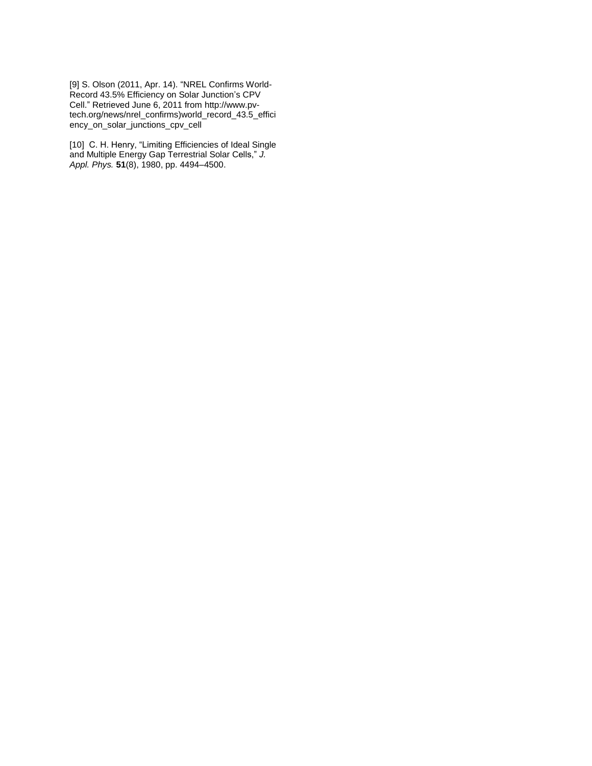[9] S. Olson (2011, Apr. 14). "NREL Confirms World-Record 43.5% Efficiency on Solar Junction's CPV Cell." Retrieved June 6, 2011 from http://www.pv-tech.org/news/nrel_confirms)world_record_43.5_efficiency_on_solar_junctions_cpv_cell

[10] C. H. Henry, "Limiting Efficiencies of Ideal Single and Multiple Energy Gap Terrestrial Solar Cells," *J. Appl. Phys.* **51**(8), 1980, pp. 4494–4500.